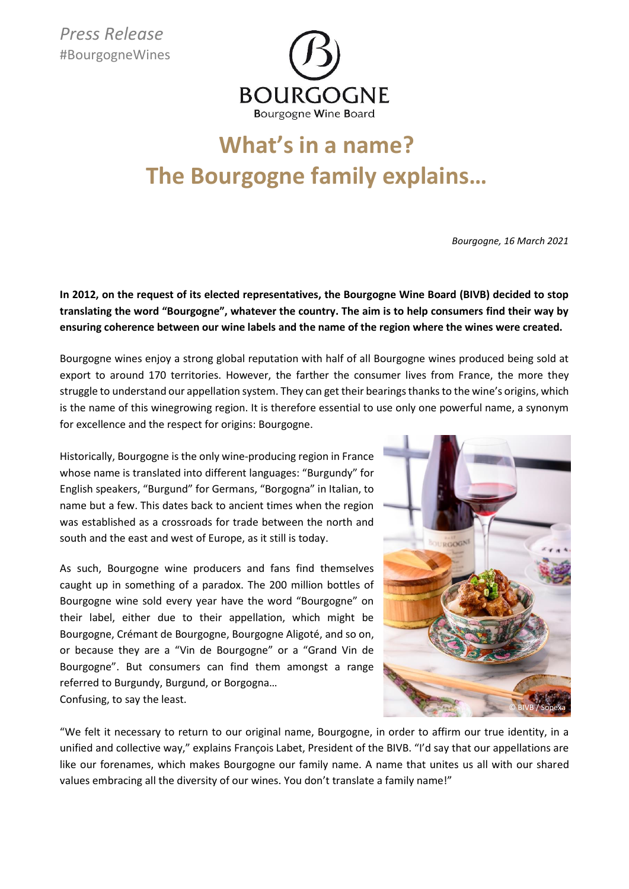*Press Release*
#BourgogneWines

BOURGOGNE
Bourgogne Wine Board

# What's in a name?
# The Bourgogne family explains…

*Bourgogne, 16 March 2021*

**In 2012, on the request of its elected representatives, the Bourgogne Wine Board (BIVB) decided to stop translating the word "Bourgogne", whatever the country. The aim is to help consumers find their way by ensuring coherence between our wine labels and the name of the region where the wines were created.**

Bourgogne wines enjoy a strong global reputation with half of all Bourgogne wines produced being sold at export to around 170 territories. However, the farther the consumer lives from France, the more they struggle to understand our appellation system. They can get their bearings thanks to the wine's origins, which is the name of this winegrowing region. It is therefore essential to use only one powerful name, a synonym for excellence and the respect for origins: Bourgogne.

Historically, Bourgogne is the only wine-producing region in France whose name is translated into different languages: "Burgundy" for English speakers, "Burgund" for Germans, "Borgogna" in Italian, to name but a few. This dates back to ancient times when the region was established as a crossroads for trade between the north and south and the east and west of Europe, as it still is today.

As such, Bourgogne wine producers and fans find themselves caught up in something of a paradox. The 200 million bottles of Bourgogne wine sold every year have the word "Bourgogne" on their label, either due to their appellation, which might be Bourgogne, Crémant de Bourgogne, Bourgogne Aligoté, and so on, or because they are a "Vin de Bourgogne" or a "Grand Vin de Bourgogne". But consumers can find them amongst a range referred to Burgundy, Burgund, or Borgogna…
Confusing, to say the least.

© BIVB / Sopexa

"We felt it necessary to return to our original name, Bourgogne, in order to affirm our true identity, in a unified and collective way," explains François Labet, President of the BIVB. "I'd say that our appellations are like our forenames, which makes Bourgogne our family name. A name that unites us all with our shared values embracing all the diversity of our wines. You don't translate a family name!"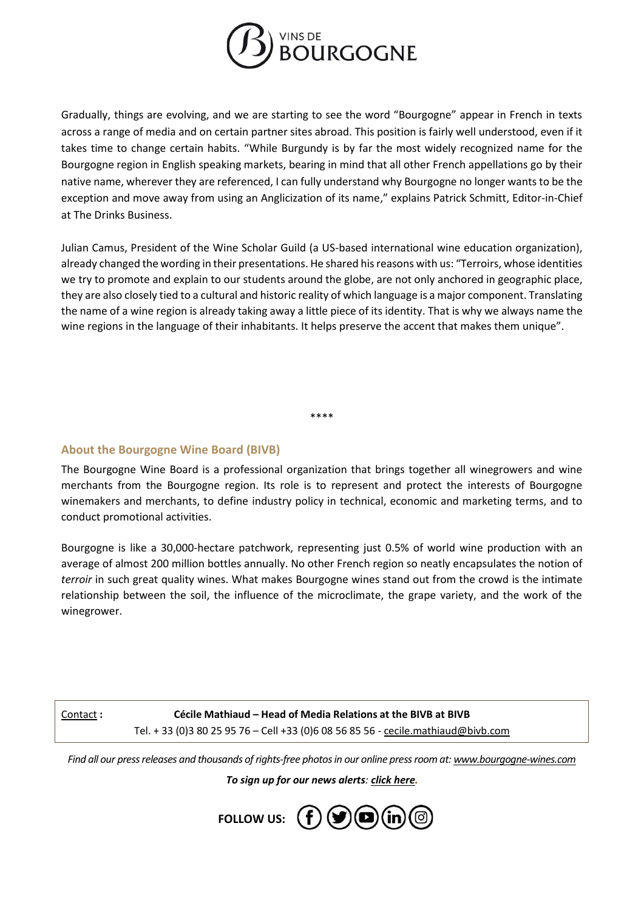Gradually, things are evolving, and we are starting to see the word "Bourgogne" appear in French in texts across a range of media and on certain partner sites abroad. This position is fairly well understood, even if it takes time to change certain habits. "While Burgundy is by far the most widely recognized name for the Bourgogne region in English speaking markets, bearing in mind that all other French appellations go by their native name, wherever they are referenced, I can fully understand why Bourgogne no longer wants to be the exception and move away from using an Anglicization of its name," explains Patrick Schmitt, Editor-in-Chief at The Drinks Business.

Julian Camus, President of the Wine Scholar Guild (a US-based international wine education organization), already changed the wording in their presentations. He shared his reasons with us: "Terroirs, whose identities we try to promote and explain to our students around the globe, are not only anchored in geographic place, they are also closely tied to a cultural and historic reality of which language is a major component. Translating the name of a wine region is already taking away a little piece of its identity. That is why we always name the wine regions in the language of their inhabitants. It helps preserve the accent that makes them unique".

****

## About the Bourgogne Wine Board (BIVB)

The Bourgogne Wine Board is a professional organization that brings together all winegrowers and wine merchants from the Bourgogne region. Its role is to represent and protect the interests of Bourgogne winemakers and merchants, to define industry policy in technical, economic and marketing terms, and to conduct promotional activities.

Bourgogne is like a 30,000-hectare patchwork, representing just 0.5% of world wine production with an average of almost 200 million bottles annually. No other French region so neatly encapsulates the notion of *terroir* in such great quality wines. What makes Bourgogne wines stand out from the crowd is the intimate relationship between the soil, the influence of the microclimate, the grape variety, and the work of the winegrower.

Contact : **Cécile Mathiaud – Head of Media Relations at the BIVB at BIVB**
Tel. + 33 (0)3 80 25 95 76 – Cell +33 (0)6 08 56 85 56 - cecile.mathiaud@bivb.com

*Find all our press releases and thousands of rights-free photos in our online press room at: www.bourgogne-wines.com*

***To sign up for our news alerts: click here.***

**FOLLOW US:**